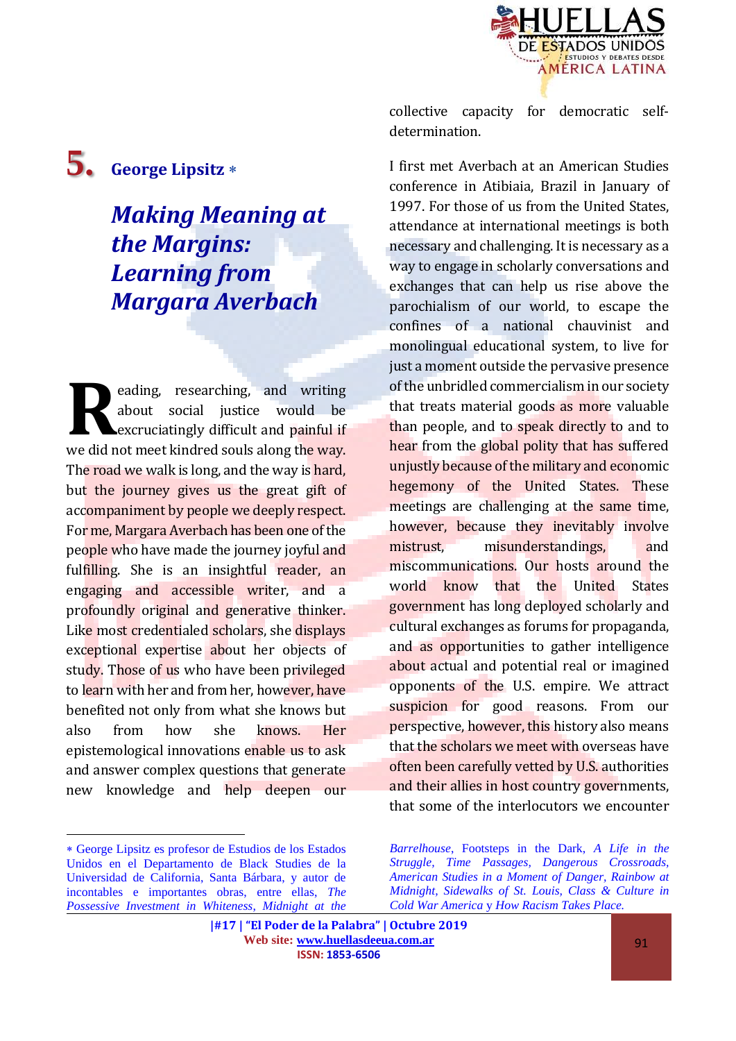# 5. George Lipsitz *

## *Making Meaning at the Margins: Learning from Margara Averbach*

Reading, researching, and writing about social justice would be excruciatingly difficult and painful if we did not meet kindred souls along the way. The road we walk is long, and the way is hard, but the journey gives us the great gift of accompaniment by people we deeply respect. For me, Margara Averbach has been one of the people who have made the journey joyful and fulfilling. She is an insightful reader, an engaging and accessible writer, and a profoundly original and generative thinker. Like most credentialed scholars, she displays exceptional expertise about her objects of study. Those of us who have been privileged to learn with her and from her, however, have benefited not only from what she knows but also from how she knows. Her epistemological innovations enable us to ask and answer complex questions that generate new knowledge and help deepen our collective capacity for democratic self-determination.

I first met Averbach at an American Studies conference in Atibiaia, Brazil in January of 1997. For those of us from the United States, attendance at international meetings is both necessary and challenging. It is necessary as a way to engage in scholarly conversations and exchanges that can help us rise above the parochialism of our world, to escape the confines of a national chauvinist and monolingual educational system, to live for just a moment outside the pervasive presence of the unbridled commercialism in our society that treats material goods as more valuable than people, and to speak directly to and to hear from the global polity that has suffered unjustly because of the military and economic hegemony of the United States. These meetings are challenging at the same time, however, because they inevitably involve mistrust, misunderstandings, and miscommunications. Our hosts around the world know that the United States government has long deployed scholarly and cultural exchanges as forums for propaganda, and as opportunities to gather intelligence about actual and potential real or imagined opponents of the U.S. empire. We attract suspicion for good reasons. From our perspective, however, this history also means that the scholars we meet with overseas have often been carefully vetted by U.S. authorities and their allies in host country governments, that some of the interlocutors we encounter

---

* George Lipsitz es profesor de Estudios de los Estados Unidos en el Departamento de Black Studies de la Universidad de California, Santa Bárbara, y autor de incontables e importantes obras, entre ellas, *The Possessive Investment in Whiteness*, *Midnight at the Barrelhouse*, Footsteps in the Dark, *A Life in the Struggle*, *Time Passages*, *Dangerous Crossroads*, *American Studies in a Moment of Danger*, *Rainbow at Midnight*, *Sidewalks of St. Louis*, *Class & Culture in Cold War America* y *How Racism Takes Place.*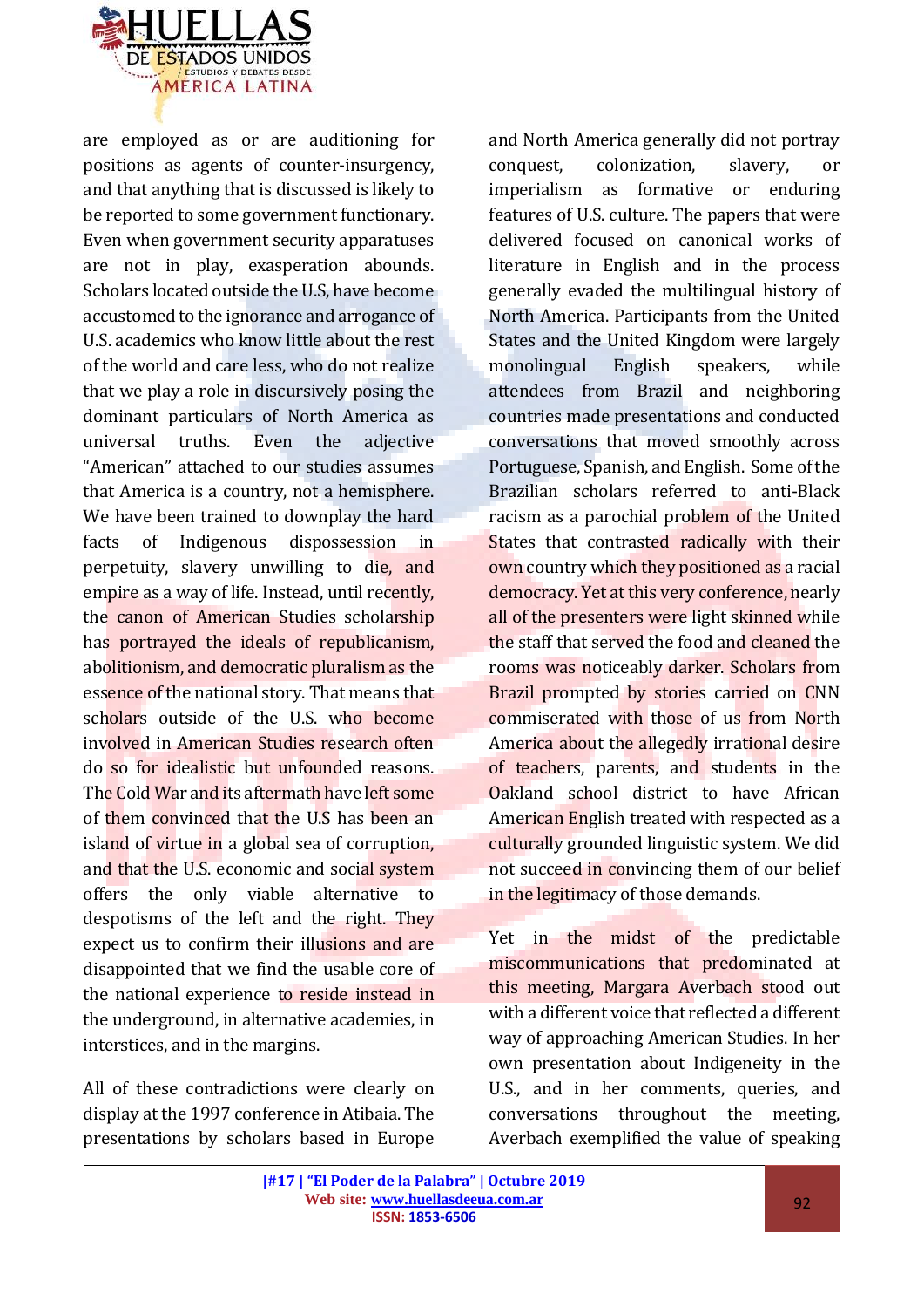are employed as or are auditioning for positions as agents of counter-insurgency, and that anything that is discussed is likely to be reported to some government functionary. Even when government security apparatuses are not in play, exasperation abounds. Scholars located outside the U.S, have become accustomed to the ignorance and arrogance of U.S. academics who know little about the rest of the world and care less, who do not realize that we play a role in discursively posing the dominant particulars of North America as universal truths. Even the adjective "American" attached to our studies assumes that America is a country, not a hemisphere. We have been trained to downplay the hard facts of Indigenous dispossession in perpetuity, slavery unwilling to die, and empire as a way of life. Instead, until recently, the canon of American Studies scholarship has portrayed the ideals of republicanism, abolitionism, and democratic pluralism as the essence of the national story. That means that scholars outside of the U.S. who become involved in American Studies research often do so for idealistic but unfounded reasons. The Cold War and its aftermath have left some of them convinced that the U.S has been an island of virtue in a global sea of corruption, and that the U.S. economic and social system offers the only viable alternative to despotisms of the left and the right. They expect us to confirm their illusions and are disappointed that we find the usable core of the national experience to reside instead in the underground, in alternative academies, in interstices, and in the margins.

All of these contradictions were clearly on display at the 1997 conference in Atibaia. The presentations by scholars based in Europe and North America generally did not portray conquest, colonization, slavery, or imperialism as formative or enduring features of U.S. culture. The papers that were delivered focused on canonical works of literature in English and in the process generally evaded the multilingual history of North America. Participants from the United States and the United Kingdom were largely monolingual English speakers, while attendees from Brazil and neighboring countries made presentations and conducted conversations that moved smoothly across Portuguese, Spanish, and English. Some of the Brazilian scholars referred to anti-Black racism as a parochial problem of the United States that contrasted radically with their own country which they positioned as a racial democracy. Yet at this very conference, nearly all of the presenters were light skinned while the staff that served the food and cleaned the rooms was noticeably darker. Scholars from Brazil prompted by stories carried on CNN commiserated with those of us from North America about the allegedly irrational desire of teachers, parents, and students in the Oakland school district to have African American English treated with respected as a culturally grounded linguistic system. We did not succeed in convincing them of our belief in the legitimacy of those demands.

Yet in the midst of the predictable miscommunications that predominated at this meeting, Margara Averbach stood out with a different voice that reflected a different way of approaching American Studies. In her own presentation about Indigeneity in the U.S., and in her comments, queries, and conversations throughout the meeting, Averbach exemplified the value of speaking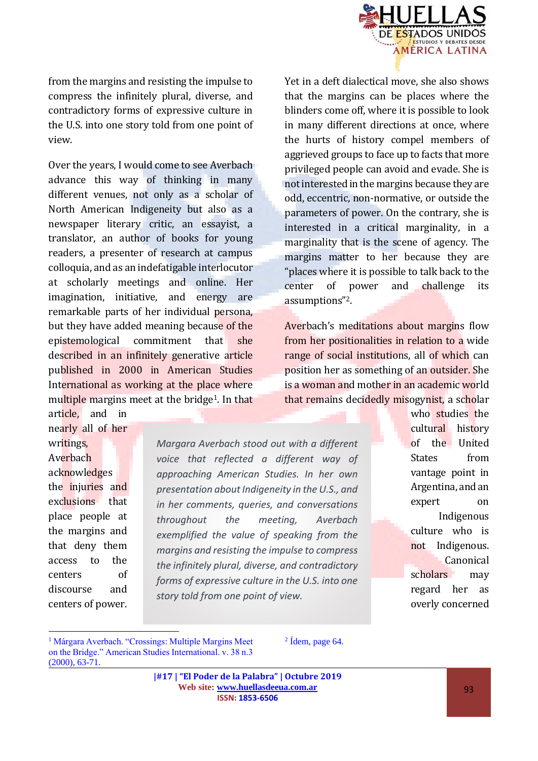from the margins and resisting the impulse to compress the infinitely plural, diverse, and contradictory forms of expressive culture in the U.S. into one story told from one point of view.

Over the years, I would come to see Averbach advance this way of thinking in many different venues, not only as a scholar of North American Indigeneity but also as a newspaper literary critic, an essayist, a translator, an author of books for young readers, a presenter of research at campus colloquia, and as an indefatigable interlocutor at scholarly meetings and online. Her imagination, initiative, and energy are remarkable parts of her individual persona, but they have added meaning because of the epistemological commitment that she described in an infinitely generative article published in 2000 in American Studies International as working at the place where multiple margins meet at the bridge[1]. In that article, and in nearly all of her writings, Averbach acknowledges the injuries and exclusions that place people at the margins and that deny them access to the centers of discourse and centers of power.

> *Margara Averbach stood out with a different voice that reflected a different way of approaching American Studies. In her own presentation about Indigeneity in the U.S., and in her comments, queries, and conversations throughout the meeting, Averbach exemplified the value of speaking from the margins and resisting the impulse to compress the infinitely plural, diverse, and contradictory forms of expressive culture in the U.S. into one story told from one point of view.*

Yet in a deft dialectical move, she also shows that the margins can be places where the blinders come off, where it is possible to look in many different directions at once, where the hurts of history compel members of aggrieved groups to face up to facts that more privileged people can avoid and evade. She is not interested in the margins because they are odd, eccentric, non-normative, or outside the parameters of power. On the contrary, she is interested in a critical marginality, in a marginality that is the scene of agency. The margins matter to her because they are "places where it is possible to talk back to the center of power and challenge its assumptions"[2].

Averbach's meditations about margins flow from her positionalities in relation to a wide range of social institutions, all of which can position her as something of an outsider. She is a woman and mother in an academic world that remains decidedly misogynist, a scholar who studies the cultural history of the United States from vantage point in Argentina, and an expert on Indigenous culture who is not Indigenous. Canonical scholars may regard her as overly concerned

---

[1] Márgara Averbach. "Crossings: Multiple Margins Meet on the Bridge." American Studies International. v. 38 n.3 (2000), 63-71.

[2] Ídem, page 64.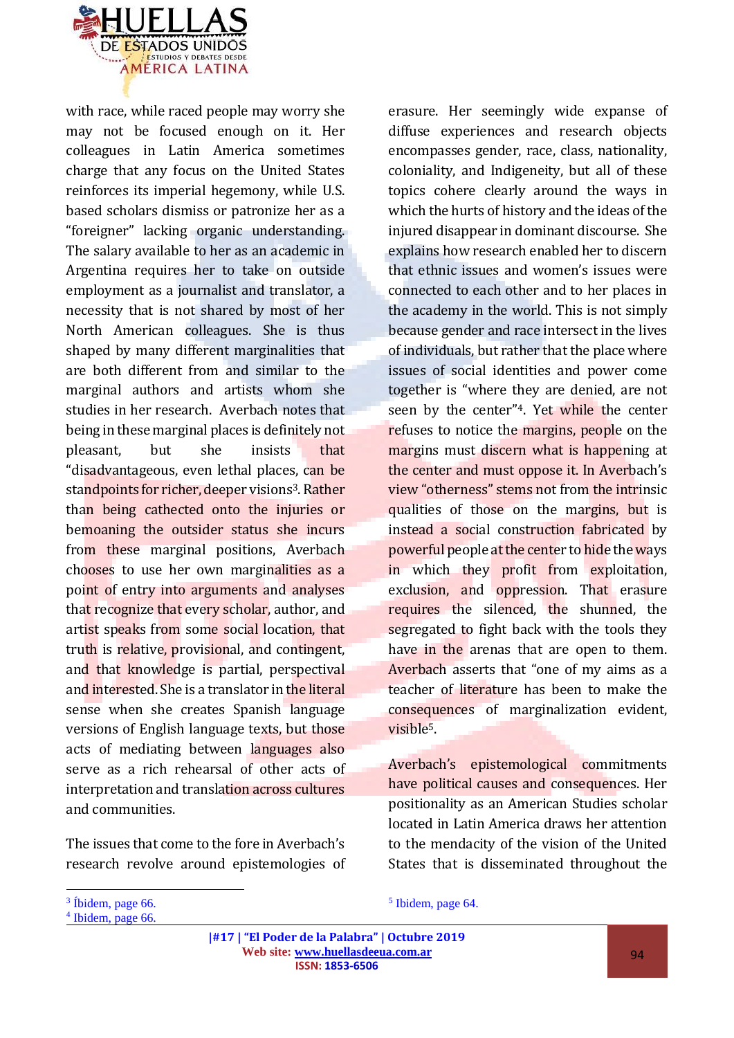with race, while raced people may worry she may not be focused enough on it. Her colleagues in Latin America sometimes charge that any focus on the United States reinforces its imperial hegemony, while U.S. based scholars dismiss or patronize her as a "foreigner" lacking organic understanding. The salary available to her as an academic in Argentina requires her to take on outside employment as a journalist and translator, a necessity that is not shared by most of her North American colleagues. She is thus shaped by many different marginalities that are both different from and similar to the marginal authors and artists whom she studies in her research. Averbach notes that being in these marginal places is definitely not pleasant, but she insists that "disadvantageous, even lethal places, can be standpoints for richer, deeper visions[3]. Rather than being cathected onto the injuries or bemoaning the outsider status she incurs from these marginal positions, Averbach chooses to use her own marginalities as a point of entry into arguments and analyses that recognize that every scholar, author, and artist speaks from some social location, that truth is relative, provisional, and contingent, and that knowledge is partial, perspectival and interested. She is a translator in the literal sense when she creates Spanish language versions of English language texts, but those acts of mediating between languages also serve as a rich rehearsal of other acts of interpretation and translation across cultures and communities.

The issues that come to the fore in Averbach's research revolve around epistemologies of erasure. Her seemingly wide expanse of diffuse experiences and research objects encompasses gender, race, class, nationality, coloniality, and Indigeneity, but all of these topics cohere clearly around the ways in which the hurts of history and the ideas of the injured disappear in dominant discourse. She explains how research enabled her to discern that ethnic issues and women's issues were connected to each other and to her places in the academy in the world. This is not simply because gender and race intersect in the lives of individuals, but rather that the place where issues of social identities and power come together is "where they are denied, are not seen by the center"[4]. Yet while the center refuses to notice the margins, people on the margins must discern what is happening at the center and must oppose it. In Averbach's view "otherness" stems not from the intrinsic qualities of those on the margins, but is instead a social construction fabricated by powerful people at the center to hide the ways in which they profit from exploitation, exclusion, and oppression. That erasure requires the silenced, the shunned, the segregated to fight back with the tools they have in the arenas that are open to them. Averbach asserts that "one of my aims as a teacher of literature has been to make the consequences of marginalization evident, visible[5].

Averbach's epistemological commitments have political causes and consequences. Her positionality as an American Studies scholar located in Latin America draws her attention to the mendacity of the vision of the United States that is disseminated throughout the

---

[3] Íbidem, page 66.

[4] Ibidem, page 66.

[5] Ibidem, page 64.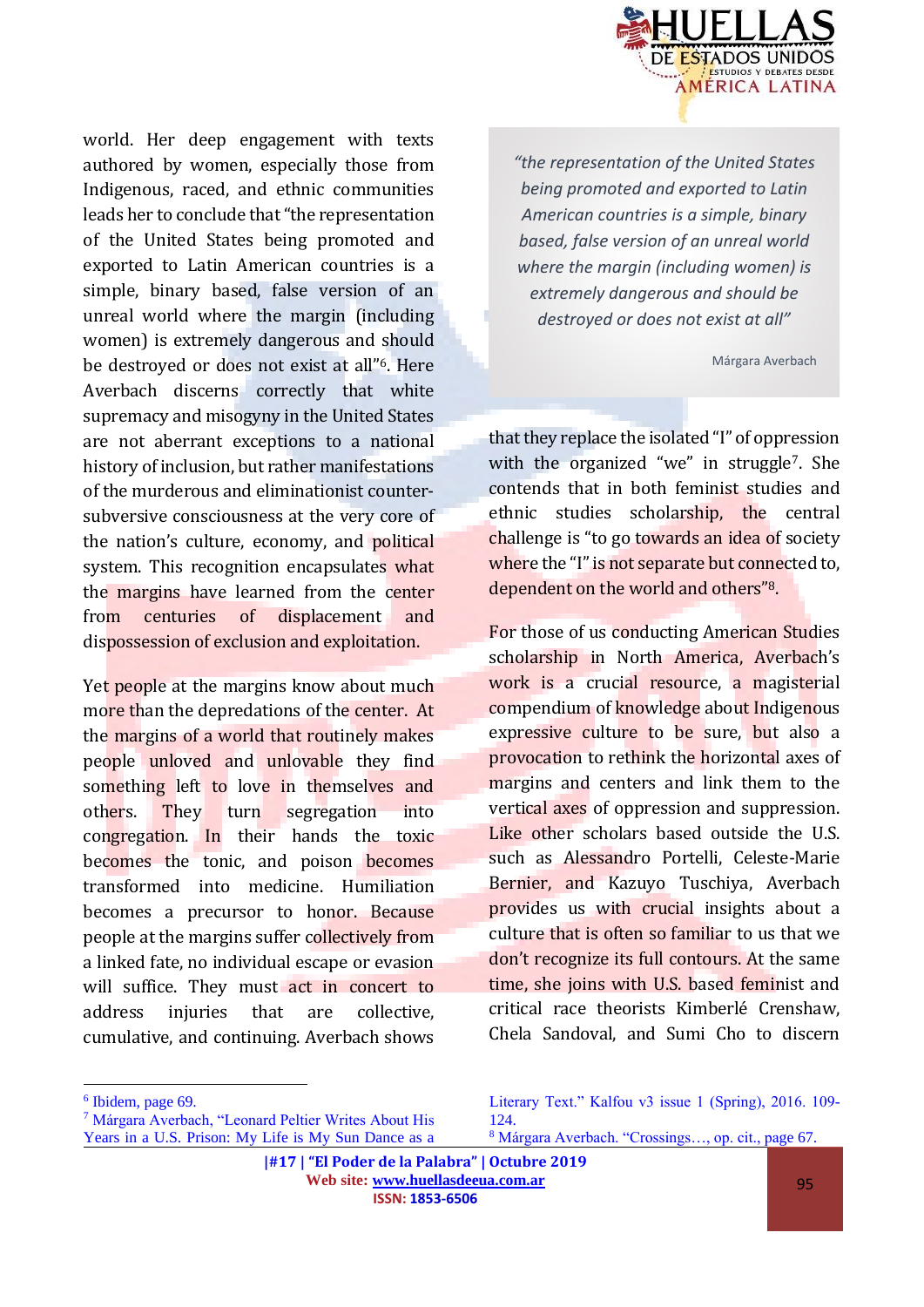world. Her deep engagement with texts authored by women, especially those from Indigenous, raced, and ethnic communities leads her to conclude that "the representation of the United States being promoted and exported to Latin American countries is a simple, binary based, false version of an unreal world where the margin (including women) is extremely dangerous and should be destroyed or does not exist at all"[6]. Here Averbach discerns correctly that white supremacy and misogyny in the United States are not aberrant exceptions to a national history of inclusion, but rather manifestations of the murderous and eliminationist counter-subversive consciousness at the very core of the nation's culture, economy, and political system. This recognition encapsulates what the margins have learned from the center from centuries of displacement and dispossession of exclusion and exploitation.

Yet people at the margins know about much more than the depredations of the center. At the margins of a world that routinely makes people unloved and unlovable they find something left to love in themselves and others. They turn segregation into congregation. In their hands the toxic becomes the tonic, and poison becomes transformed into medicine. Humiliation becomes a precursor to honor. Because people at the margins suffer collectively from a linked fate, no individual escape or evasion will suffice. They must act in concert to address injuries that are collective, cumulative, and continuing. Averbach shows

> *"the representation of the United States being promoted and exported to Latin American countries is a simple, binary based, false version of an unreal world where the margin (including women) is extremely dangerous and should be destroyed or does not exist at all"*
>
> Márgara Averbach

that they replace the isolated "I" of oppression with the organized "we" in struggle[7]. She contends that in both feminist studies and ethnic studies scholarship, the central challenge is "to go towards an idea of society where the "I" is not separate but connected to, dependent on the world and others"[8].

For those of us conducting American Studies scholarship in North America, Averbach's work is a crucial resource, a magisterial compendium of knowledge about Indigenous expressive culture to be sure, but also a provocation to rethink the horizontal axes of margins and centers and link them to the vertical axes of oppression and suppression. Like other scholars based outside the U.S. such as Alessandro Portelli, Celeste-Marie Bernier, and Kazuyo Tuschiya, Averbach provides us with crucial insights about a culture that is often so familiar to us that we don't recognize its full contours. At the same time, she joins with U.S. based feminist and critical race theorists Kimberlé Crenshaw, Chela Sandoval, and Sumi Cho to discern

---

[6] Ibidem, page 69.

[7] Márgara Averbach, "Leonard Peltier Writes About His Years in a U.S. Prison: My Life is My Sun Dance as a Literary Text." Kalfou v3 issue 1 (Spring), 2016. 109-124.

[8] Márgara Averbach. "Crossings…, op. cit., page 67.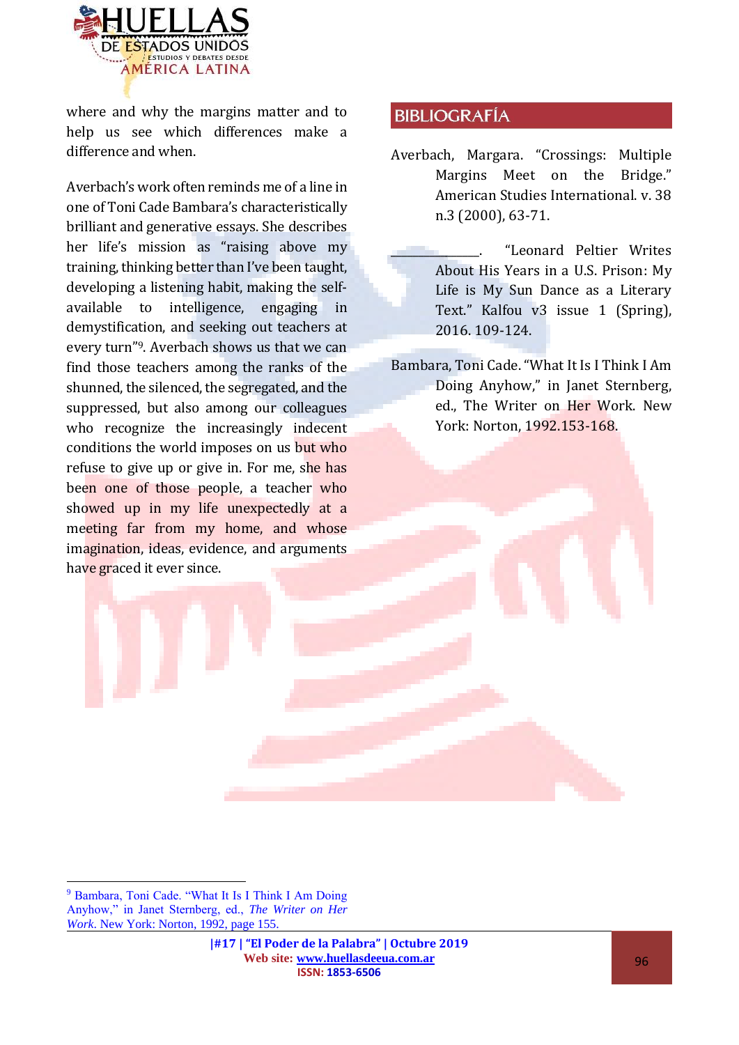where and why the margins matter and to help us see which differences make a difference and when.

Averbach's work often reminds me of a line in one of Toni Cade Bambara's characteristically brilliant and generative essays. She describes her life's mission as "raising above my training, thinking better than I've been taught, developing a listening habit, making the self-available to intelligence, engaging in demystification, and seeking out teachers at every turn"[9]. Averbach shows us that we can find those teachers among the ranks of the shunned, the silenced, the segregated, and the suppressed, but also among our colleagues who recognize the increasingly indecent conditions the world imposes on us but who refuse to give up or give in. For me, she has been one of those people, a teacher who showed up in my life unexpectedly at a meeting far from my home, and whose imagination, ideas, evidence, and arguments have graced it ever since.

## BIBLIOGRAFÍA

Averbach, Margara. "Crossings: Multiple Margins Meet on the Bridge." American Studies International. v. 38 n.3 (2000), 63-71.

\_\_\_\_\_\_\_\_\_\_\_\_\_\_. "Leonard Peltier Writes About His Years in a U.S. Prison: My Life is My Sun Dance as a Literary Text." Kalfou v3 issue 1 (Spring), 2016. 109-124.

Bambara, Toni Cade. "What It Is I Think I Am Doing Anyhow," in Janet Sternberg, ed., The Writer on Her Work. New York: Norton, 1992.153-168.

---

[9] Bambara, Toni Cade. "What It Is I Think I Am Doing Anyhow," in Janet Sternberg, ed., *The Writer on Her Work*. New York: Norton, 1992, page 155.